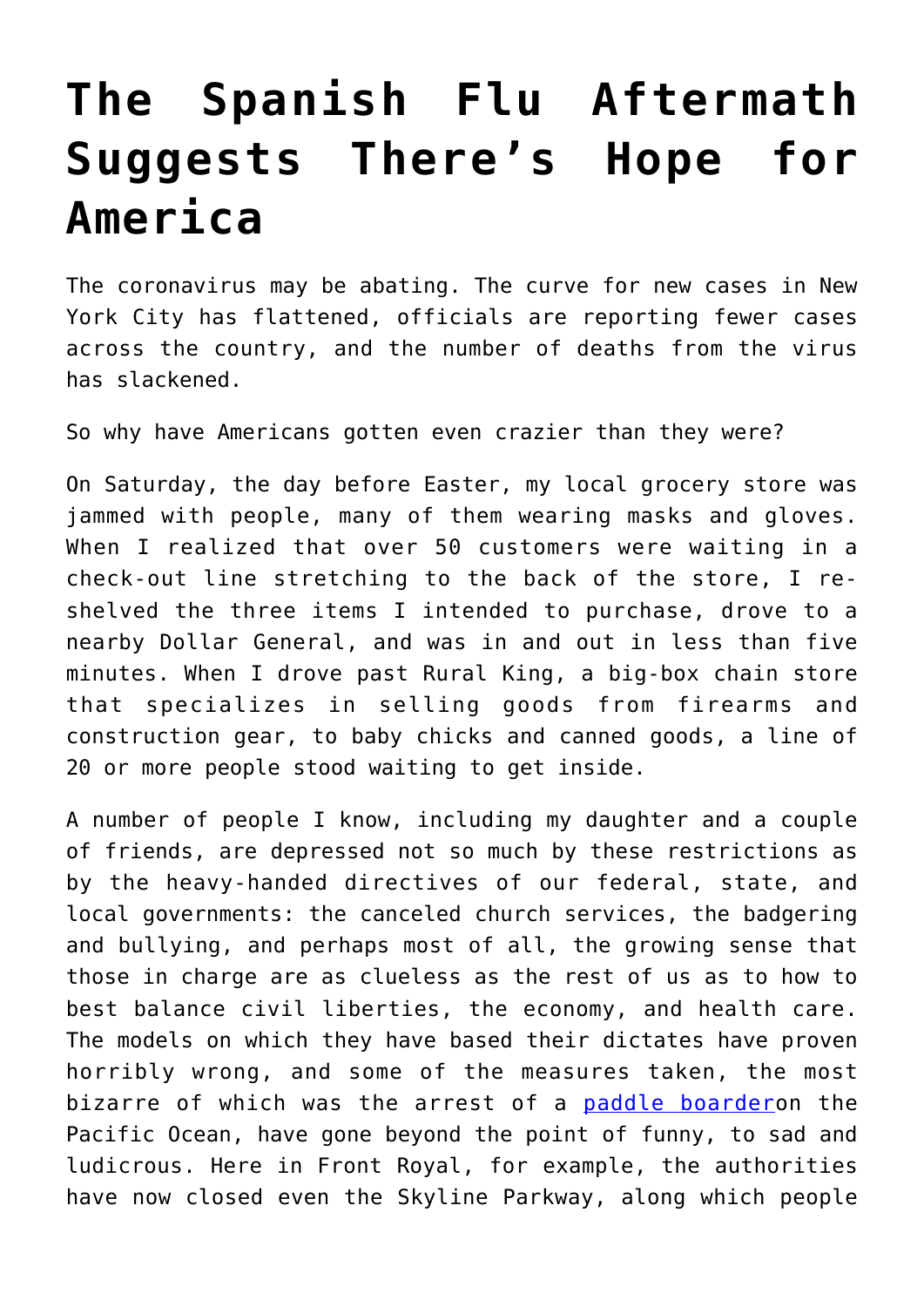# The Spanish Flu Aftermath Suggests There's Hope for America

The coronavirus may be abating. The curve for new cases in New York City has flattened, officials are reporting fewer cases across the country, and the number of deaths from the virus has slackened.

So why have Americans gotten even crazier than they were?

On Saturday, the day before Easter, my local grocery store was jammed with people, many of them wearing masks and gloves. When I realized that over 50 customers were waiting in a check-out line stretching to the back of the store, I re-shelved the three items I intended to purchase, drove to a nearby Dollar General, and was in and out in less than five minutes. When I drove past Rural King, a big-box chain store that specializes in selling goods from firearms and construction gear, to baby chicks and canned goods, a line of 20 or more people stood waiting to get inside.

A number of people I know, including my daughter and a couple of friends, are depressed not so much by these restrictions as by the heavy-handed directives of our federal, state, and local governments: the canceled church services, the badgering and bullying, and perhaps most of all, the growing sense that those in charge are as clueless as the rest of us as to how to best balance civil liberties, the economy, and health care. The models on which they have based their dictates have proven horribly wrong, and some of the measures taken, the most bizarre of which was the arrest of a [paddle boarder](#)on the Pacific Ocean, have gone beyond the point of funny, to sad and ludicrous. Here in Front Royal, for example, the authorities have now closed even the Skyline Parkway, along which people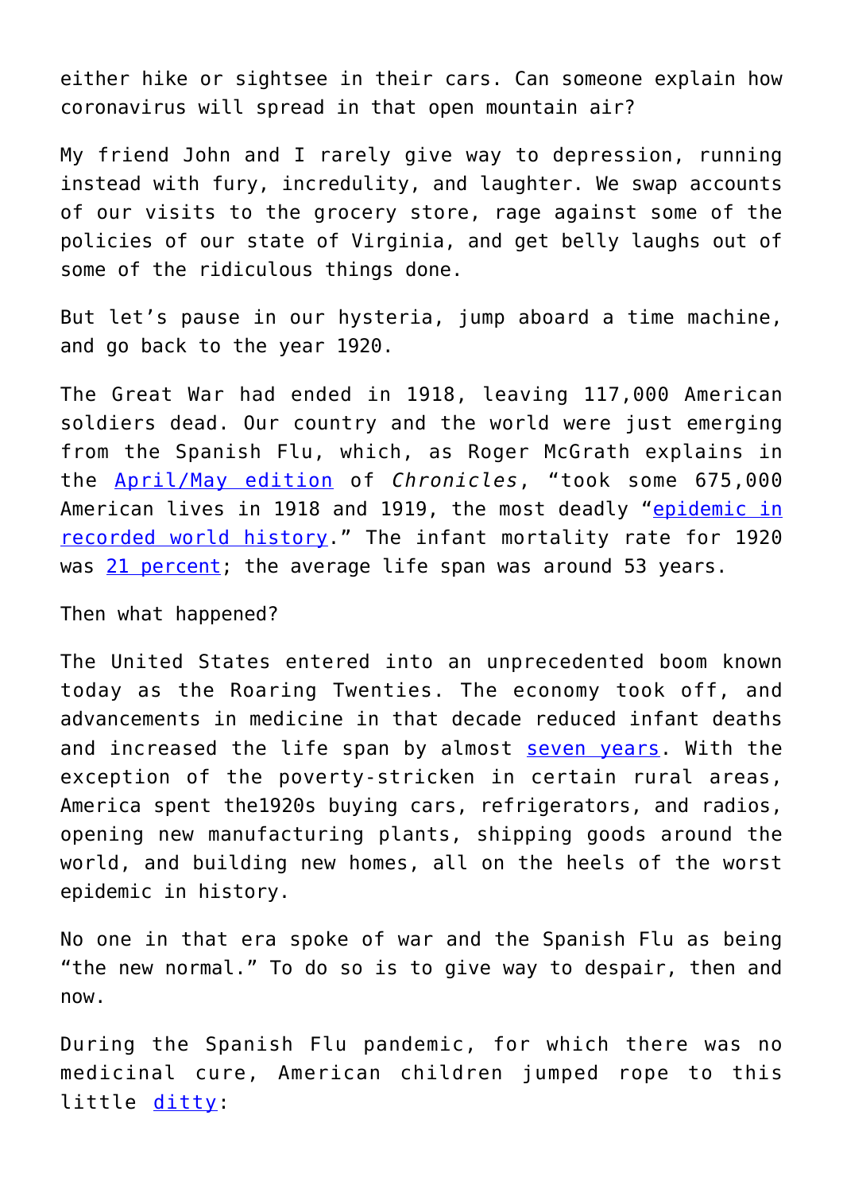either hike or sightsee in their cars. Can someone explain how coronavirus will spread in that open mountain air?

My friend John and I rarely give way to depression, running instead with fury, incredulity, and laughter. We swap accounts of our visits to the grocery store, rage against some of the policies of our state of Virginia, and get belly laughs out of some of the ridiculous things done.

But let's pause in our hysteria, jump aboard a time machine, and go back to the year 1920.

The Great War had ended in 1918, leaving 117,000 American soldiers dead. Our country and the world were just emerging from the Spanish Flu, which, as Roger McGrath explains in the April/May edition of *Chronicles*, "took some 675,000 American lives in 1918 and 1919, the most deadly "epidemic in recorded world history." The infant mortality rate for 1920 was 21 percent; the average life span was around 53 years.

Then what happened?

The United States entered into an unprecedented boom known today as the Roaring Twenties. The economy took off, and advancements in medicine in that decade reduced infant deaths and increased the life span by almost seven years. With the exception of the poverty-stricken in certain rural areas, America spent the1920s buying cars, refrigerators, and radios, opening new manufacturing plants, shipping goods around the world, and building new homes, all on the heels of the worst epidemic in history.

No one in that era spoke of war and the Spanish Flu as being "the new normal." To do so is to give way to despair, then and now.

During the Spanish Flu pandemic, for which there was no medicinal cure, American children jumped rope to this little ditty: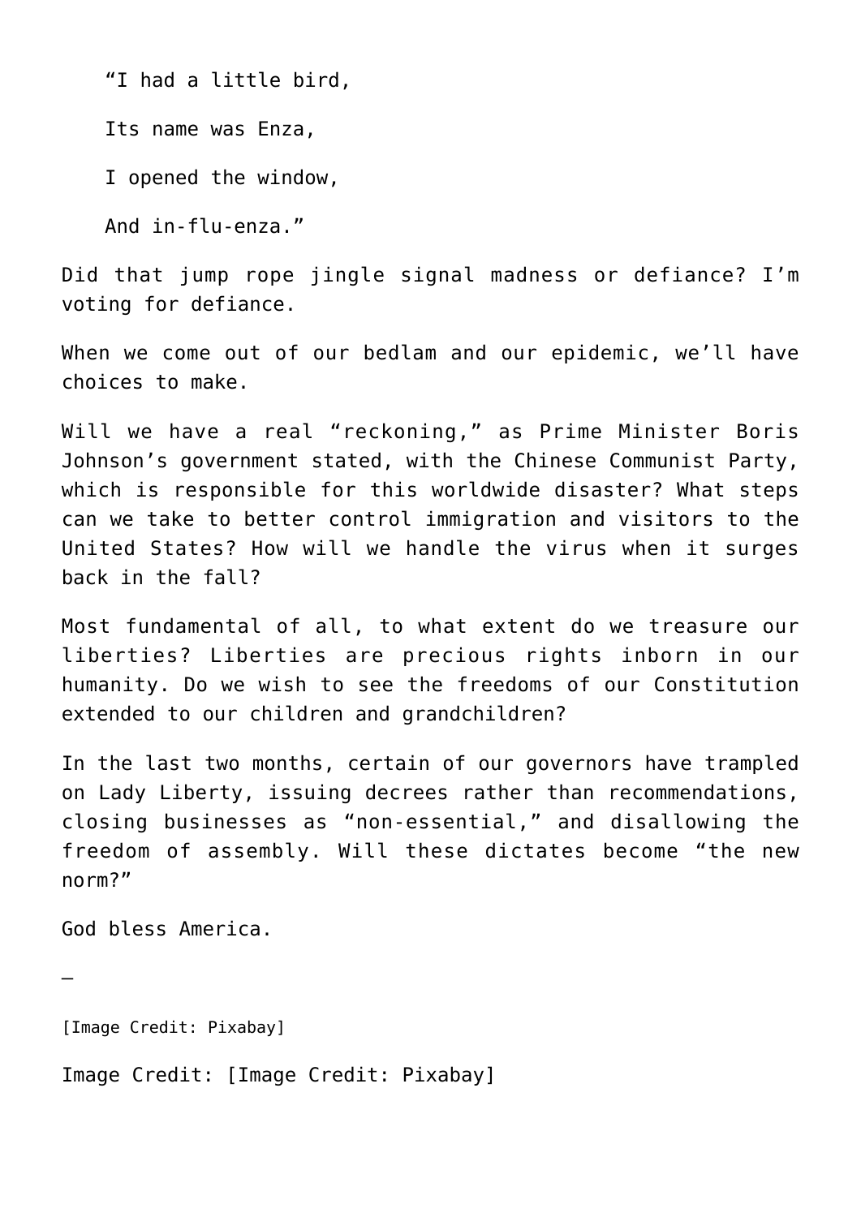> "I had a little bird,
>
> Its name was Enza,
>
> I opened the window,
>
> And in-flu-enza."

Did that jump rope jingle signal madness or defiance? I'm voting for defiance.

When we come out of our bedlam and our epidemic, we'll have choices to make.

Will we have a real "reckoning," as Prime Minister Boris Johnson's government stated, with the Chinese Communist Party, which is responsible for this worldwide disaster? What steps can we take to better control immigration and visitors to the United States? How will we handle the virus when it surges back in the fall?

Most fundamental of all, to what extent do we treasure our liberties? Liberties are precious rights inborn in our humanity. Do we wish to see the freedoms of our Constitution extended to our children and grandchildren?

In the last two months, certain of our governors have trampled on Lady Liberty, issuing decrees rather than recommendations, closing businesses as "non-essential," and disallowing the freedom of assembly. Will these dictates become "the new norm?"

God bless America.

—

[Image Credit: Pixabay]

Image Credit: [Image Credit: Pixabay]